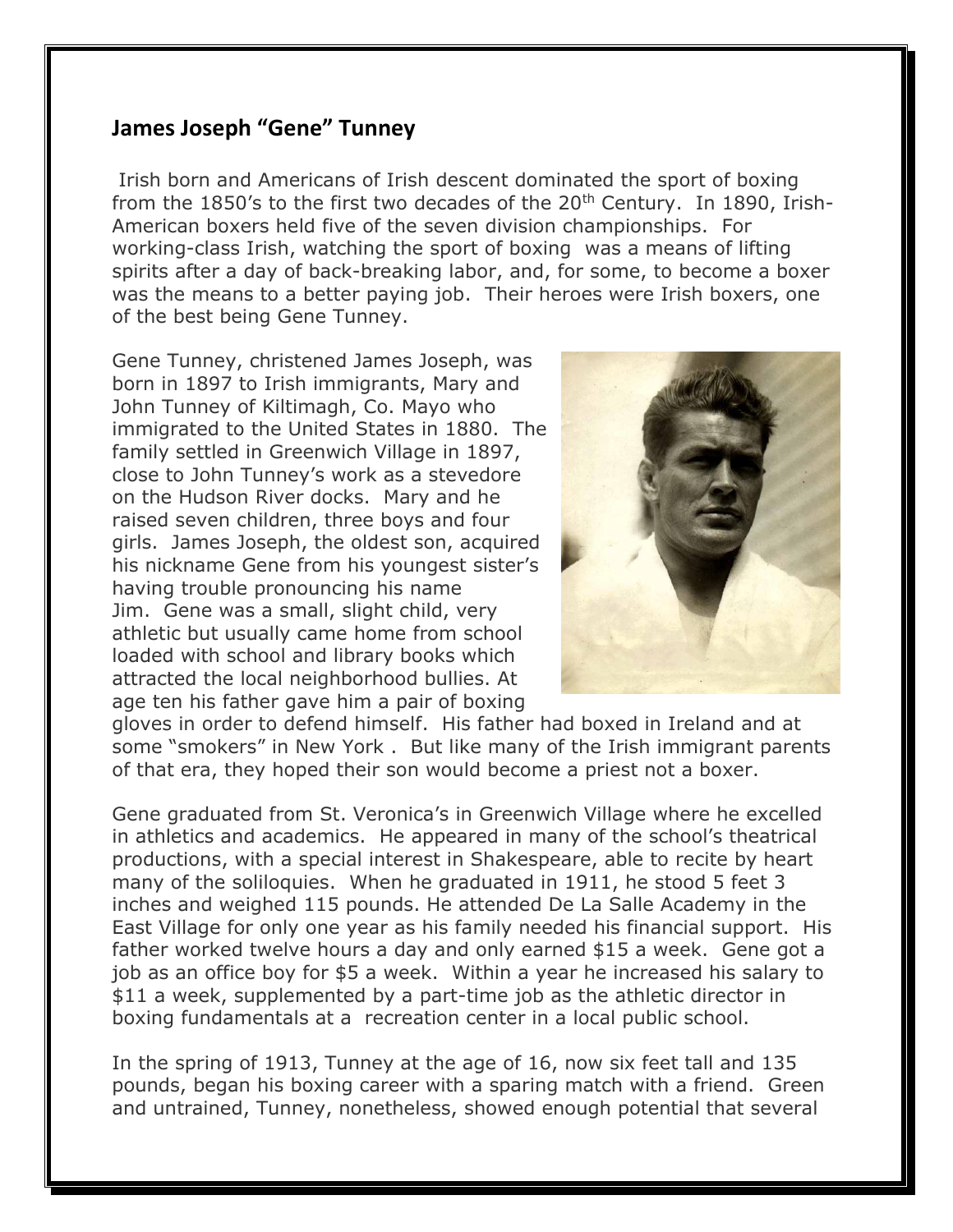## James Joseph "Gene" Tunney

Irish born and Americans of Irish descent dominated the sport of boxing from the 1850's to the first two decades of the 20th Century. In 1890, Irish-American boxers held five of the seven division championships. For working-class Irish, watching the sport of boxing was a means of lifting spirits after a day of back-breaking labor, and, for some, to become a boxer was the means to a better paying job. Their heroes were Irish boxers, one of the best being Gene Tunney.

Gene Tunney, christened James Joseph, was born in 1897 to Irish immigrants, Mary and John Tunney of Kiltimagh, Co. Mayo who immigrated to the United States in 1880. The family settled in Greenwich Village in 1897, close to John Tunney's work as a stevedore on the Hudson River docks. Mary and he raised seven children, three boys and four girls. James Joseph, the oldest son, acquired his nickname Gene from his youngest sister's having trouble pronouncing his name Jim. Gene was a small, slight child, very athletic but usually came home from school loaded with school and library books which attracted the local neighborhood bullies. At age ten his father gave him a pair of boxing gloves in order to defend himself. His father had boxed in Ireland and at some "smokers" in New York . But like many of the Irish immigrant parents of that era, they hoped their son would become a priest not a boxer.

Gene graduated from St. Veronica's in Greenwich Village where he excelled in athletics and academics. He appeared in many of the school's theatrical productions, with a special interest in Shakespeare, able to recite by heart many of the soliloquies. When he graduated in 1911, he stood 5 feet 3 inches and weighed 115 pounds. He attended De La Salle Academy in the East Village for only one year as his family needed his financial support. His father worked twelve hours a day and only earned $15 a week. Gene got a job as an office boy for $5 a week. Within a year he increased his salary to $11 a week, supplemented by a part-time job as the athletic director in boxing fundamentals at a recreation center in a local public school.

In the spring of 1913, Tunney at the age of 16, now six feet tall and 135 pounds, began his boxing career with a sparing match with a friend. Green and untrained, Tunney, nonetheless, showed enough potential that several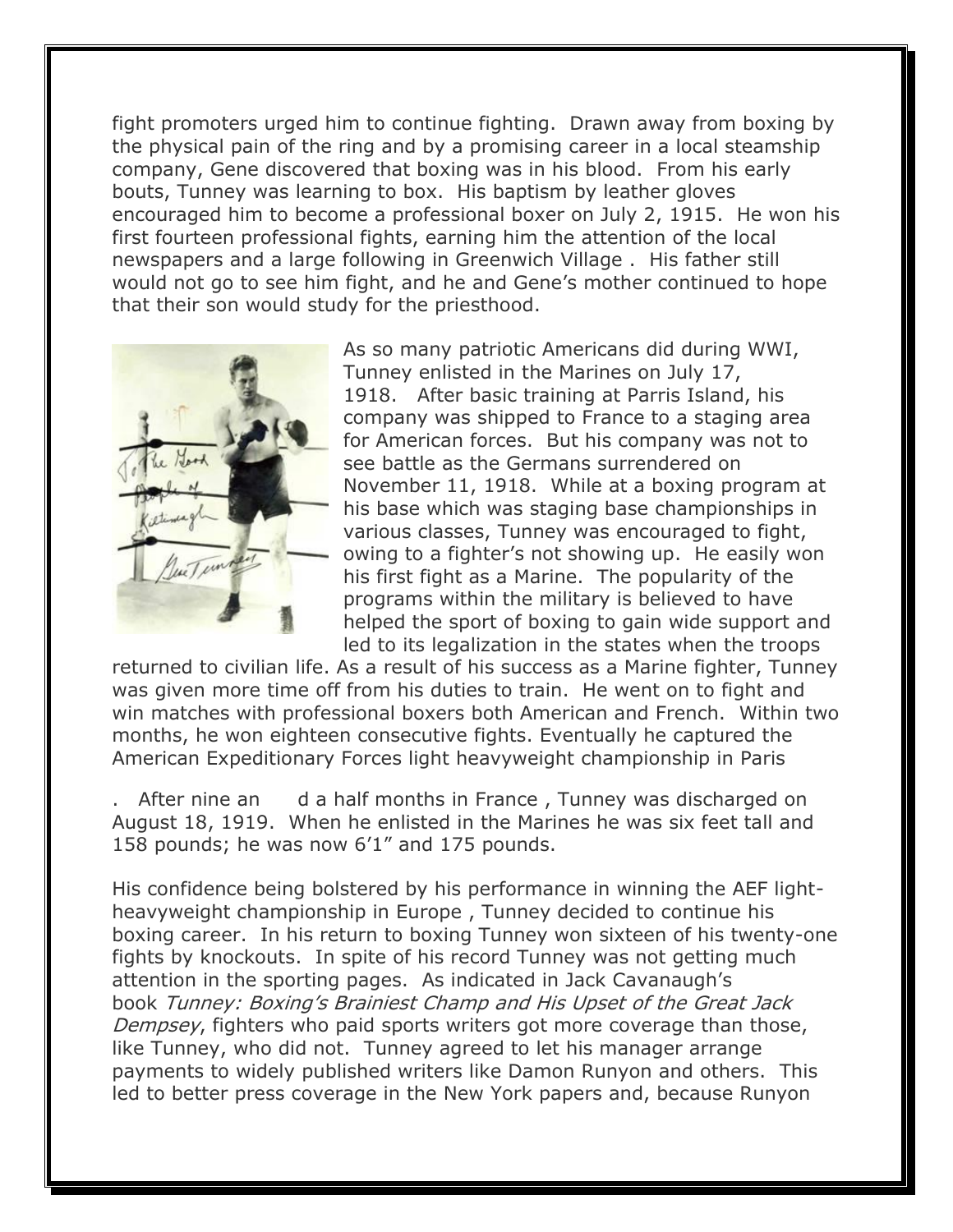fight promoters urged him to continue fighting. Drawn away from boxing by the physical pain of the ring and by a promising career in a local steamship company, Gene discovered that boxing was in his blood. From his early bouts, Tunney was learning to box. His baptism by leather gloves encouraged him to become a professional boxer on July 2, 1915. He won his first fourteen professional fights, earning him the attention of the local newspapers and a large following in Greenwich Village . His father still would not go to see him fight, and he and Gene's mother continued to hope that their son would study for the priesthood.

As so many patriotic Americans did during WWI, Tunney enlisted in the Marines on July 17, 1918. After basic training at Parris Island, his company was shipped to France to a staging area for American forces. But his company was not to see battle as the Germans surrendered on November 11, 1918. While at a boxing program at his base which was staging base championships in various classes, Tunney was encouraged to fight, owing to a fighter's not showing up. He easily won his first fight as a Marine. The popularity of the programs within the military is believed to have helped the sport of boxing to gain wide support and led to its legalization in the states when the troops returned to civilian life. As a result of his success as a Marine fighter, Tunney was given more time off from his duties to train. He went on to fight and win matches with professional boxers both American and French. Within two months, he won eighteen consecutive fights. Eventually he captured the American Expeditionary Forces light heavyweight championship in Paris

. After nine an d a half months in France , Tunney was discharged on August 18, 1919. When he enlisted in the Marines he was six feet tall and 158 pounds; he was now 6'1" and 175 pounds.

His confidence being bolstered by his performance in winning the AEF light-heavyweight championship in Europe , Tunney decided to continue his boxing career. In his return to boxing Tunney won sixteen of his twenty-one fights by knockouts. In spite of his record Tunney was not getting much attention in the sporting pages. As indicated in Jack Cavanaugh's book *Tunney: Boxing's Brainiest Champ and His Upset of the Great Jack Dempsey*, fighters who paid sports writers got more coverage than those, like Tunney, who did not. Tunney agreed to let his manager arrange payments to widely published writers like Damon Runyon and others. This led to better press coverage in the New York papers and, because Runyon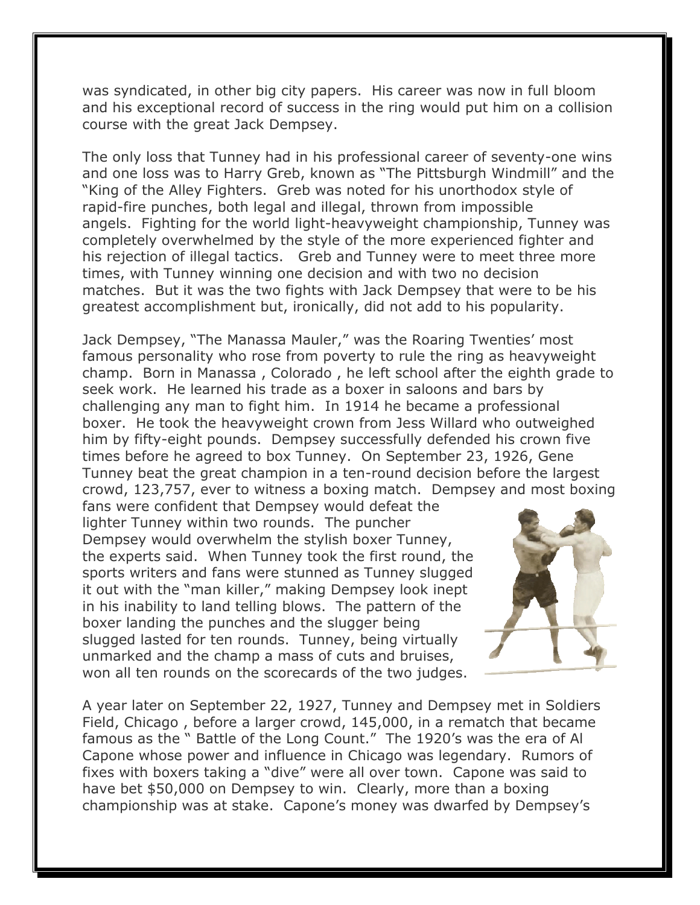was syndicated, in other big city papers. His career was now in full bloom and his exceptional record of success in the ring would put him on a collision course with the great Jack Dempsey.

The only loss that Tunney had in his professional career of seventy-one wins and one loss was to Harry Greb, known as "The Pittsburgh Windmill" and the "King of the Alley Fighters. Greb was noted for his unorthodox style of rapid-fire punches, both legal and illegal, thrown from impossible angels. Fighting for the world light-heavyweight championship, Tunney was completely overwhelmed by the style of the more experienced fighter and his rejection of illegal tactics. Greb and Tunney were to meet three more times, with Tunney winning one decision and with two no decision matches. But it was the two fights with Jack Dempsey that were to be his greatest accomplishment but, ironically, did not add to his popularity.

Jack Dempsey, "The Manassa Mauler," was the Roaring Twenties' most famous personality who rose from poverty to rule the ring as heavyweight champ. Born in Manassa , Colorado , he left school after the eighth grade to seek work. He learned his trade as a boxer in saloons and bars by challenging any man to fight him. In 1914 he became a professional boxer. He took the heavyweight crown from Jess Willard who outweighed him by fifty-eight pounds. Dempsey successfully defended his crown five times before he agreed to box Tunney. On September 23, 1926, Gene Tunney beat the great champion in a ten-round decision before the largest crowd, 123,757, ever to witness a boxing match. Dempsey and most boxing fans were confident that Dempsey would defeat the lighter Tunney within two rounds. The puncher Dempsey would overwhelm the stylish boxer Tunney, the experts said. When Tunney took the first round, the sports writers and fans were stunned as Tunney slugged it out with the "man killer," making Dempsey look inept in his inability to land telling blows. The pattern of the boxer landing the punches and the slugger being slugged lasted for ten rounds. Tunney, being virtually unmarked and the champ a mass of cuts and bruises, won all ten rounds on the scorecards of the two judges.

A year later on September 22, 1927, Tunney and Dempsey met in Soldiers Field, Chicago , before a larger crowd, 145,000, in a rematch that became famous as the " Battle of the Long Count." The 1920's was the era of Al Capone whose power and influence in Chicago was legendary. Rumors of fixes with boxers taking a "dive" were all over town. Capone was said to have bet $50,000 on Dempsey to win. Clearly, more than a boxing championship was at stake. Capone's money was dwarfed by Dempsey's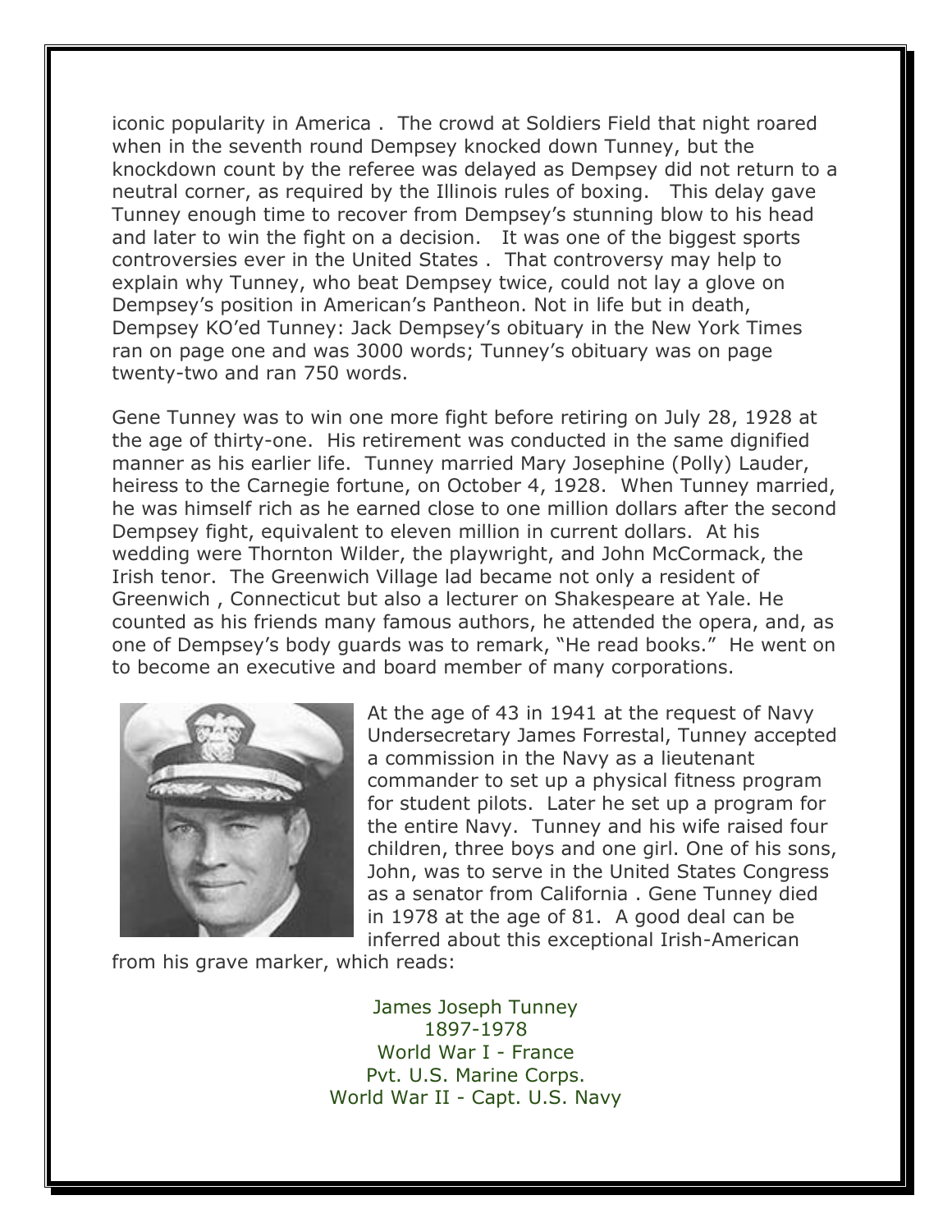iconic popularity in America . The crowd at Soldiers Field that night roared when in the seventh round Dempsey knocked down Tunney, but the knockdown count by the referee was delayed as Dempsey did not return to a neutral corner, as required by the Illinois rules of boxing. This delay gave Tunney enough time to recover from Dempsey's stunning blow to his head and later to win the fight on a decision. It was one of the biggest sports controversies ever in the United States . That controversy may help to explain why Tunney, who beat Dempsey twice, could not lay a glove on Dempsey's position in American's Pantheon. Not in life but in death, Dempsey KO'ed Tunney: Jack Dempsey's obituary in the New York Times ran on page one and was 3000 words; Tunney's obituary was on page twenty-two and ran 750 words.

Gene Tunney was to win one more fight before retiring on July 28, 1928 at the age of thirty-one. His retirement was conducted in the same dignified manner as his earlier life. Tunney married Mary Josephine (Polly) Lauder, heiress to the Carnegie fortune, on October 4, 1928. When Tunney married, he was himself rich as he earned close to one million dollars after the second Dempsey fight, equivalent to eleven million in current dollars. At his wedding were Thornton Wilder, the playwright, and John McCormack, the Irish tenor. The Greenwich Village lad became not only a resident of Greenwich , Connecticut but also a lecturer on Shakespeare at Yale. He counted as his friends many famous authors, he attended the opera, and, as one of Dempsey's body guards was to remark, "He read books." He went on to become an executive and board member of many corporations.

At the age of 43 in 1941 at the request of Navy Undersecretary James Forrestal, Tunney accepted a commission in the Navy as a lieutenant commander to set up a physical fitness program for student pilots. Later he set up a program for the entire Navy. Tunney and his wife raised four children, three boys and one girl. One of his sons, John, was to serve in the United States Congress as a senator from California . Gene Tunney died in 1978 at the age of 81. A good deal can be inferred about this exceptional Irish-American from his grave marker, which reads:

James Joseph Tunney
1897-1978
World War I - France
Pvt. U.S. Marine Corps.
World War II - Capt. U.S. Navy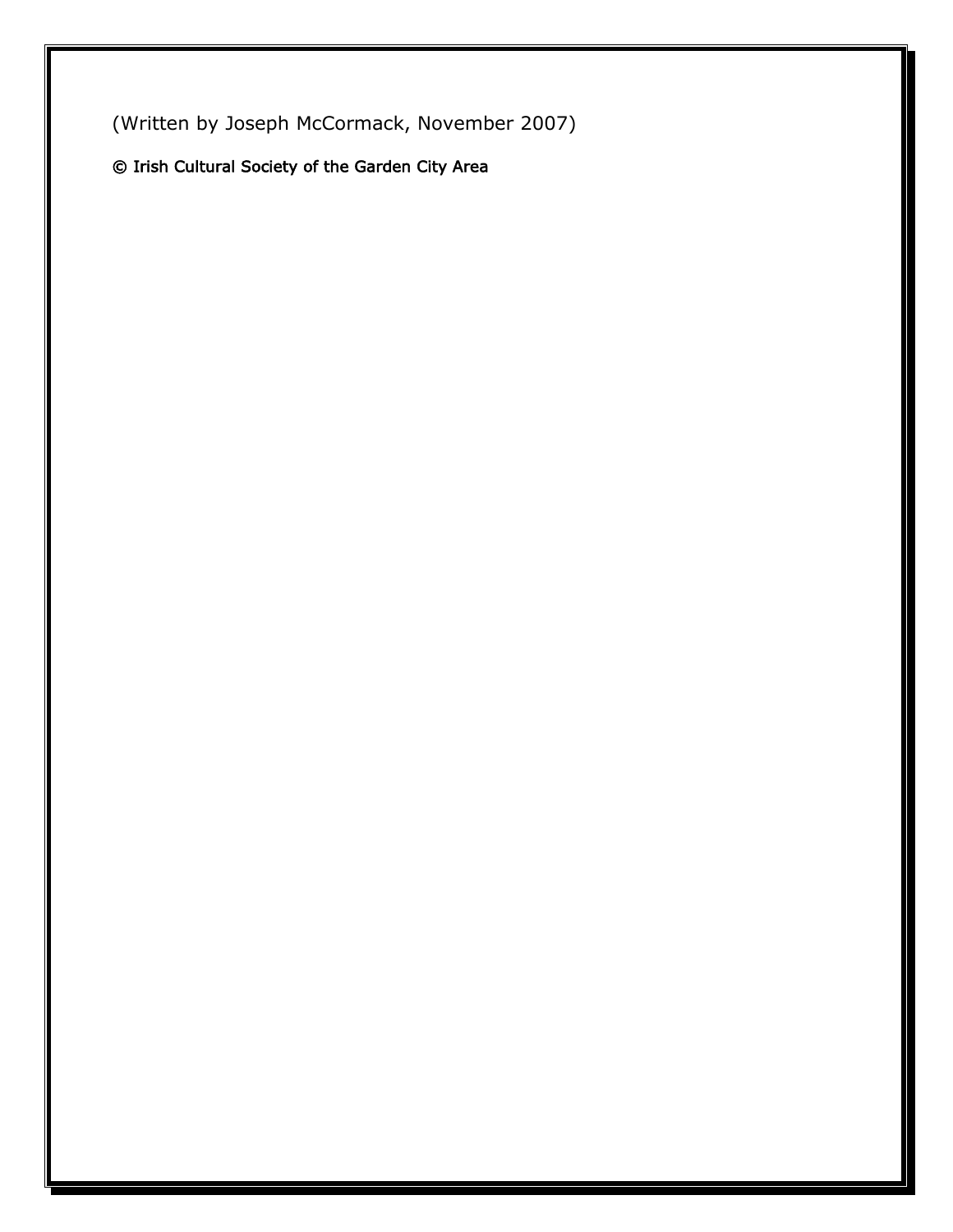(Written by Joseph McCormack, November 2007)

© Irish Cultural Society of the Garden City Area